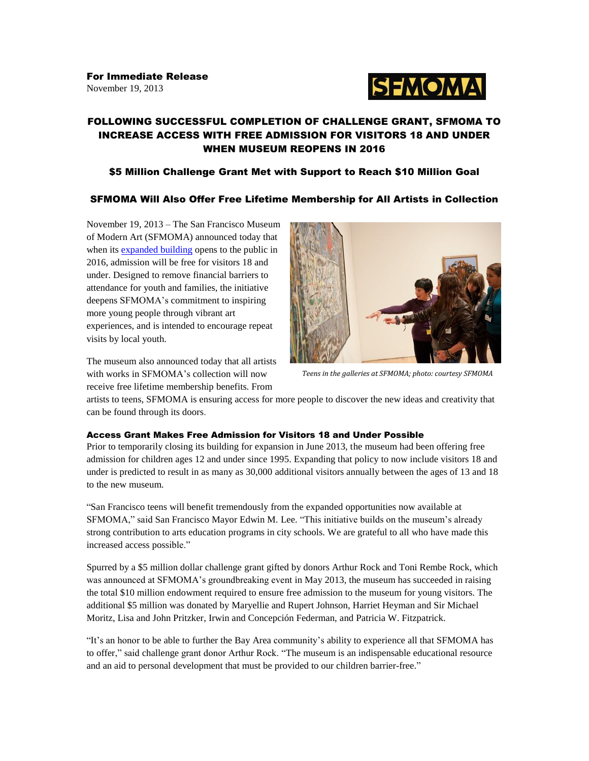**For Immediate Release**
November 19, 2013

## FOLLOWING SUCCESSFUL COMPLETION OF CHALLENGE GRANT, SFMOMA TO INCREASE ACCESS WITH FREE ADMISSION FOR VISITORS 18 AND UNDER WHEN MUSEUM REOPENS IN 2016

### $5 Million Challenge Grant Met with Support to Reach $10 Million Goal

### SFMOMA Will Also Offer Free Lifetime Membership for All Artists in Collection

November 19, 2013 – The San Francisco Museum of Modern Art (SFMOMA) announced today that when its expanded building opens to the public in 2016, admission will be free for visitors 18 and under. Designed to remove financial barriers to attendance for youth and families, the initiative deepens SFMOMA's commitment to inspiring more young people through vibrant art experiences, and is intended to encourage repeat visits by local youth.

*Teens in the galleries at SFMOMA; photo: courtesy SFMOMA*

The museum also announced today that all artists with works in SFMOMA's collection will now receive free lifetime membership benefits. From artists to teens, SFMOMA is ensuring access for more people to discover the new ideas and creativity that can be found through its doors.

#### Access Grant Makes Free Admission for Visitors 18 and Under Possible

Prior to temporarily closing its building for expansion in June 2013, the museum had been offering free admission for children ages 12 and under since 1995. Expanding that policy to now include visitors 18 and under is predicted to result in as many as 30,000 additional visitors annually between the ages of 13 and 18 to the new museum.

"San Francisco teens will benefit tremendously from the expanded opportunities now available at SFMOMA," said San Francisco Mayor Edwin M. Lee. "This initiative builds on the museum's already strong contribution to arts education programs in city schools. We are grateful to all who have made this increased access possible."

Spurred by a $5 million dollar challenge grant gifted by donors Arthur Rock and Toni Rembe Rock, which was announced at SFMOMA's groundbreaking event in May 2013, the museum has succeeded in raising the total $10 million endowment required to ensure free admission to the museum for young visitors. The additional $5 million was donated by Maryellie and Rupert Johnson, Harriet Heyman and Sir Michael Moritz, Lisa and John Pritzker, Irwin and Concepción Federman, and Patricia W. Fitzpatrick.

"It's an honor to be able to further the Bay Area community's ability to experience all that SFMOMA has to offer," said challenge grant donor Arthur Rock. "The museum is an indispensable educational resource and an aid to personal development that must be provided to our children barrier-free."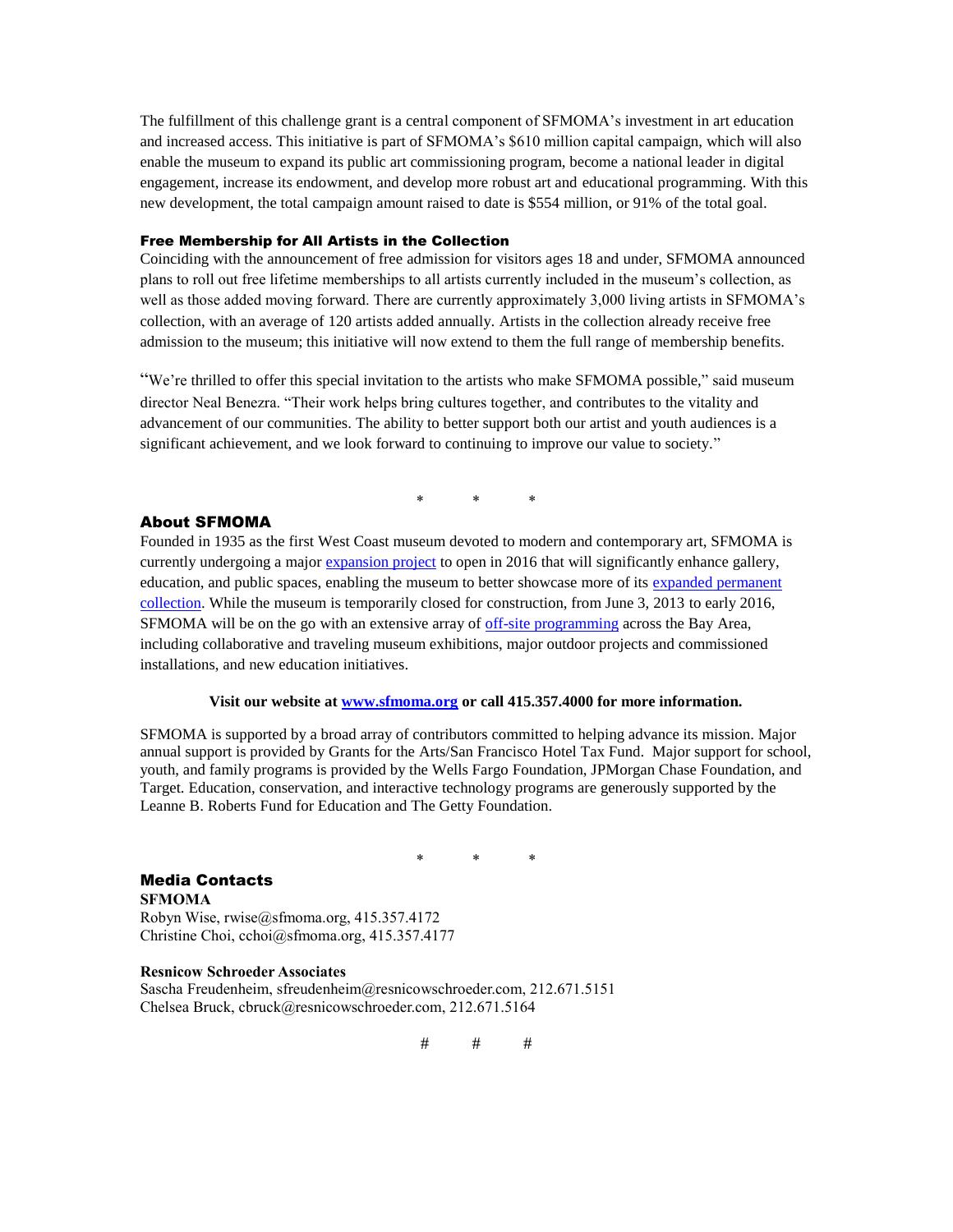The fulfillment of this challenge grant is a central component of SFMOMA's investment in art education and increased access. This initiative is part of SFMOMA's $610 million capital campaign, which will also enable the museum to expand its public art commissioning program, become a national leader in digital engagement, increase its endowment, and develop more robust art and educational programming. With this new development, the total campaign amount raised to date is $554 million, or 91% of the total goal.

### Free Membership for All Artists in the Collection

Coinciding with the announcement of free admission for visitors ages 18 and under, SFMOMA announced plans to roll out free lifetime memberships to all artists currently included in the museum's collection, as well as those added moving forward. There are currently approximately 3,000 living artists in SFMOMA's collection, with an average of 120 artists added annually. Artists in the collection already receive free admission to the museum; this initiative will now extend to them the full range of membership benefits.

"We're thrilled to offer this special invitation to the artists who make SFMOMA possible," said museum director Neal Benezra. "Their work helps bring cultures together, and contributes to the vitality and advancement of our communities. The ability to better support both our artist and youth audiences is a significant achievement, and we look forward to continuing to improve our value to society."

\*   \*   \*

### About SFMOMA

Founded in 1935 as the first West Coast museum devoted to modern and contemporary art, SFMOMA is currently undergoing a major expansion project to open in 2016 that will significantly enhance gallery, education, and public spaces, enabling the museum to better showcase more of its expanded permanent collection. While the museum is temporarily closed for construction, from June 3, 2013 to early 2016, SFMOMA will be on the go with an extensive array of off-site programming across the Bay Area, including collaborative and traveling museum exhibitions, major outdoor projects and commissioned installations, and new education initiatives.

**Visit our website at www.sfmoma.org or call 415.357.4000 for more information.**

SFMOMA is supported by a broad array of contributors committed to helping advance its mission. Major annual support is provided by Grants for the Arts/San Francisco Hotel Tax Fund. Major support for school, youth, and family programs is provided by the Wells Fargo Foundation, JPMorgan Chase Foundation, and Target. Education, conservation, and interactive technology programs are generously supported by the Leanne B. Roberts Fund for Education and The Getty Foundation.

\*   \*   \*

### Media Contacts

**SFMOMA**
Robyn Wise, rwise@sfmoma.org, 415.357.4172
Christine Choi, cchoi@sfmoma.org, 415.357.4177

**Resnicow Schroeder Associates**
Sascha Freudenheim, sfreudenheim@resnicowschroeder.com, 212.671.5151
Chelsea Bruck, cbruck@resnicowschroeder.com, 212.671.5164

#   #   #